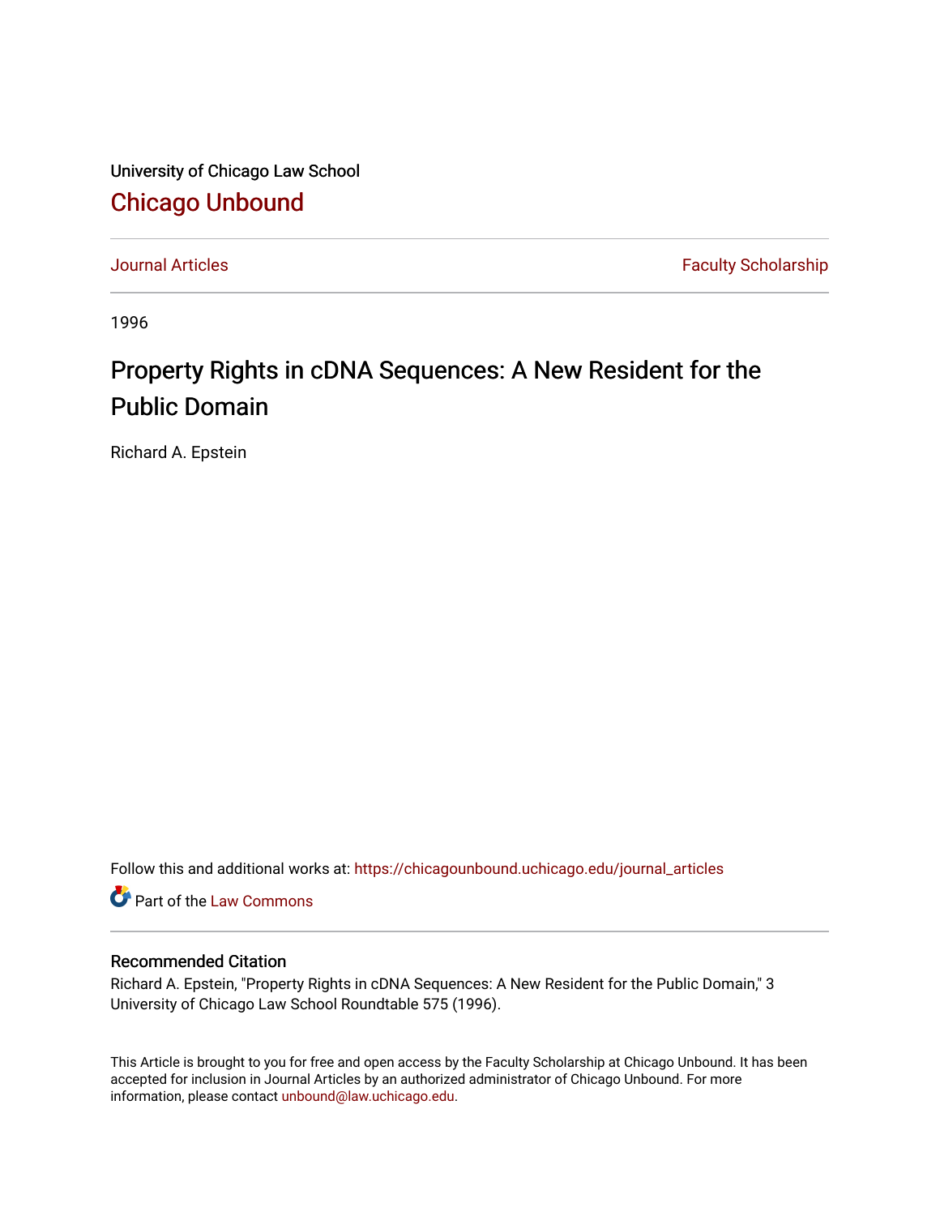University of Chicago Law School

## Chicago Unbound

Journal Articles | Faculty Scholarship

1996

# Property Rights in cDNA Sequences: A New Resident for the Public Domain

Richard A. Epstein

Follow this and additional works at: https://chicagounbound.uchicago.edu/journal_articles

Part of the Law Commons

### Recommended Citation

Richard A. Epstein, "Property Rights in cDNA Sequences: A New Resident for the Public Domain," 3 University of Chicago Law School Roundtable 575 (1996).

This Article is brought to you for free and open access by the Faculty Scholarship at Chicago Unbound. It has been accepted for inclusion in Journal Articles by an authorized administrator of Chicago Unbound. For more information, please contact unbound@law.uchicago.edu.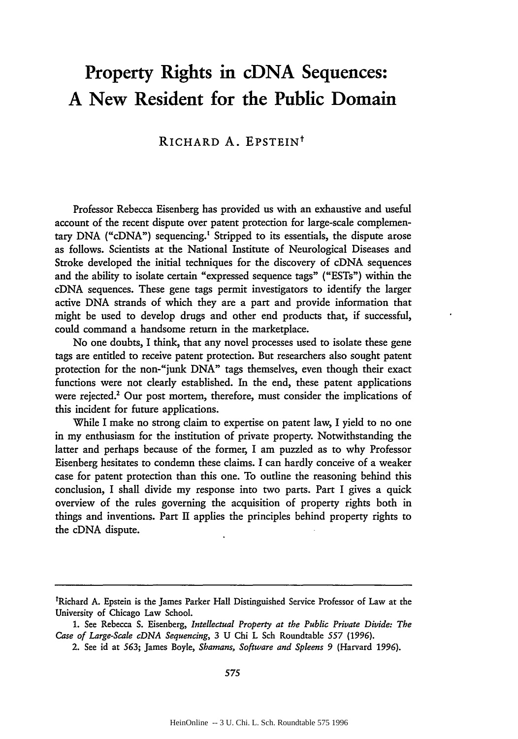# Property Rights in cDNA Sequences: A New Resident for the Public Domain

RICHARD A. EPSTEIN†

Professor Rebecca Eisenberg has provided us with an exhaustive and useful account of the recent dispute over patent protection for large-scale complementary DNA ("cDNA") sequencing.[1] Stripped to its essentials, the dispute arose as follows. Scientists at the National Institute of Neurological Diseases and Stroke developed the initial techniques for the discovery of cDNA sequences and the ability to isolate certain "expressed sequence tags" ("ESTs") within the cDNA sequences. These gene tags permit investigators to identify the larger active DNA strands of which they are a part and provide information that might be used to develop drugs and other end products that, if successful, could command a handsome return in the marketplace.

No one doubts, I think, that any novel processes used to isolate these gene tags are entitled to receive patent protection. But researchers also sought patent protection for the non-"junk DNA" tags themselves, even though their exact functions were not clearly established. In the end, these patent applications were rejected.[2] Our post mortem, therefore, must consider the implications of this incident for future applications.

While I make no strong claim to expertise on patent law, I yield to no one in my enthusiasm for the institution of private property. Notwithstanding the latter and perhaps because of the former, I am puzzled as to why Professor Eisenberg hesitates to condemn these claims. I can hardly conceive of a weaker case for patent protection than this one. To outline the reasoning behind this conclusion, I shall divide my response into two parts. Part I gives a quick overview of the rules governing the acquisition of property rights both in things and inventions. Part II applies the principles behind property rights to the cDNA dispute.

---

†Richard A. Epstein is the James Parker Hall Distinguished Service Professor of Law at the University of Chicago Law School.

1. See Rebecca S. Eisenberg, *Intellectual Property at the Public Private Divide: The Case of Large-Scale cDNA Sequencing*, 3 U Chi L Sch Roundtable 557 (1996).

2. See id at 563; James Boyle, *Shamans, Software and Spleens* 9 (Harvard 1996).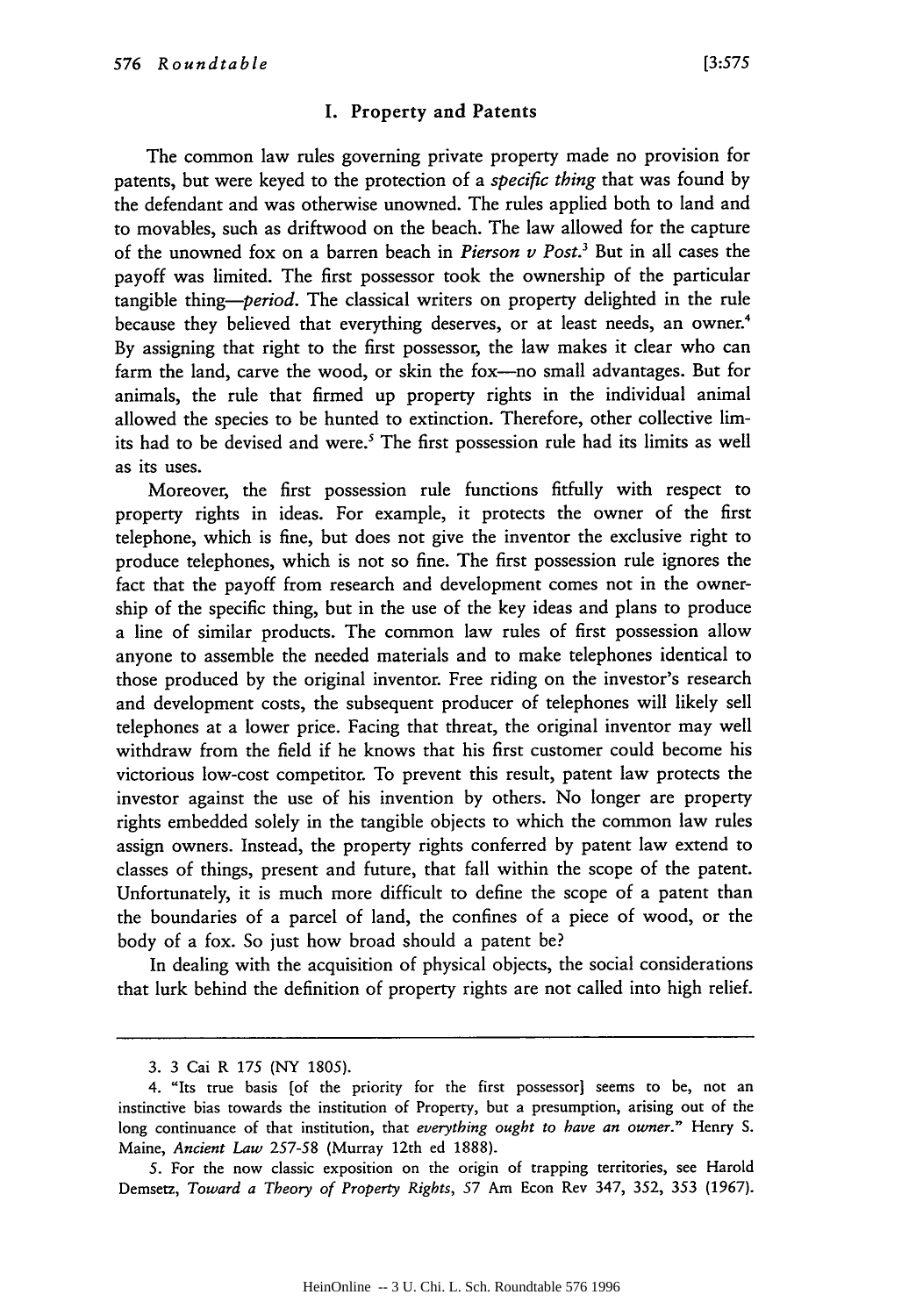## I. Property and Patents

The common law rules governing private property made no provision for patents, but were keyed to the protection of a *specific thing* that was found by the defendant and was otherwise unowned. The rules applied both to land and to movables, such as driftwood on the beach. The law allowed for the capture of the unowned fox on a barren beach in *Pierson v Post*.[3] But in all cases the payoff was limited. The first possessor took the ownership of the particular tangible thing—*period*. The classical writers on property delighted in the rule because they believed that everything deserves, or at least needs, an owner.[4] By assigning that right to the first possessor, the law makes it clear who can farm the land, carve the wood, or skin the fox—no small advantages. But for animals, the rule that firmed up property rights in the individual animal allowed the species to be hunted to extinction. Therefore, other collective limits had to be devised and were.[5] The first possession rule had its limits as well as its uses.

Moreover, the first possession rule functions fitfully with respect to property rights in ideas. For example, it protects the owner of the first telephone, which is fine, but does not give the inventor the exclusive right to produce telephones, which is not so fine. The first possession rule ignores the fact that the payoff from research and development comes not in the ownership of the specific thing, but in the use of the key ideas and plans to produce a line of similar products. The common law rules of first possession allow anyone to assemble the needed materials and to make telephones identical to those produced by the original inventor. Free riding on the investor's research and development costs, the subsequent producer of telephones will likely sell telephones at a lower price. Facing that threat, the original inventor may well withdraw from the field if he knows that his first customer could become his victorious low-cost competitor. To prevent this result, patent law protects the investor against the use of his invention by others. No longer are property rights embedded solely in the tangible objects to which the common law rules assign owners. Instead, the property rights conferred by patent law extend to classes of things, present and future, that fall within the scope of the patent. Unfortunately, it is much more difficult to define the scope of a patent than the boundaries of a parcel of land, the confines of a piece of wood, or the body of a fox. So just how broad should a patent be?

In dealing with the acquisition of physical objects, the social considerations that lurk behind the definition of property rights are not called into high relief.

---

3. 3 Cai R 175 (NY 1805).

4. "Its true basis [of the priority for the first possessor] seems to be, not an instinctive bias towards the institution of Property, but a presumption, arising out of the long continuance of that institution, that *everything ought to have an owner*." Henry S. Maine, *Ancient Law* 257-58 (Murray 12th ed 1888).

5. For the now classic exposition on the origin of trapping territories, see Harold Demsetz, *Toward a Theory of Property Rights*, 57 Am Econ Rev 347, 352, 353 (1967).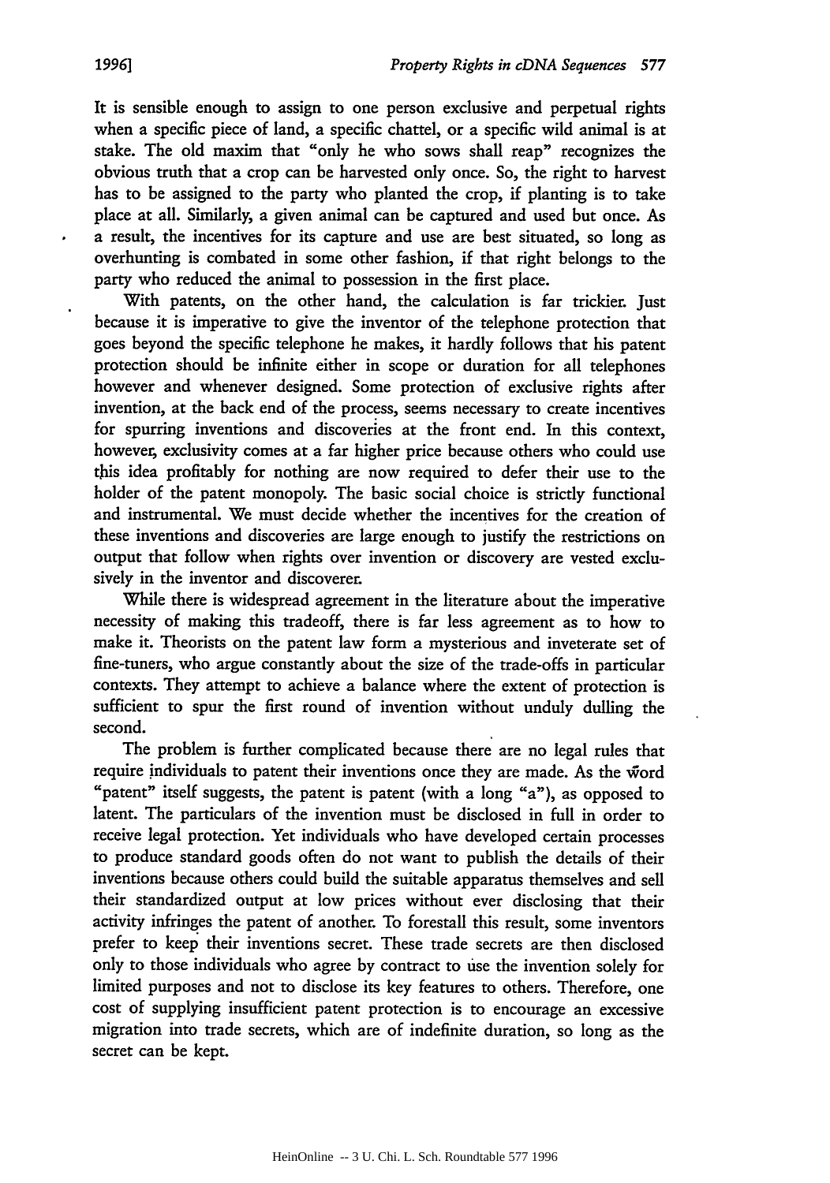It is sensible enough to assign to one person exclusive and perpetual rights when a specific piece of land, a specific chattel, or a specific wild animal is at stake. The old maxim that "only he who sows shall reap" recognizes the obvious truth that a crop can be harvested only once. So, the right to harvest has to be assigned to the party who planted the crop, if planting is to take place at all. Similarly, a given animal can be captured and used but once. As a result, the incentives for its capture and use are best situated, so long as overhunting is combated in some other fashion, if that right belongs to the party who reduced the animal to possession in the first place.

With patents, on the other hand, the calculation is far trickier. Just because it is imperative to give the inventor of the telephone protection that goes beyond the specific telephone he makes, it hardly follows that his patent protection should be infinite either in scope or duration for all telephones however and whenever designed. Some protection of exclusive rights after invention, at the back end of the process, seems necessary to create incentives for spurring inventions and discoveries at the front end. In this context, however, exclusivity comes at a far higher price because others who could use this idea profitably for nothing are now required to defer their use to the holder of the patent monopoly. The basic social choice is strictly functional and instrumental. We must decide whether the incentives for the creation of these inventions and discoveries are large enough to justify the restrictions on output that follow when rights over invention or discovery are vested exclusively in the inventor and discoverer.

While there is widespread agreement in the literature about the imperative necessity of making this tradeoff, there is far less agreement as to how to make it. Theorists on the patent law form a mysterious and inveterate set of fine-tuners, who argue constantly about the size of the trade-offs in particular contexts. They attempt to achieve a balance where the extent of protection is sufficient to spur the first round of invention without unduly dulling the second.

The problem is further complicated because there are no legal rules that require individuals to patent their inventions once they are made. As the word "patent" itself suggests, the patent is patent (with a long "a"), as opposed to latent. The particulars of the invention must be disclosed in full in order to receive legal protection. Yet individuals who have developed certain processes to produce standard goods often do not want to publish the details of their inventions because others could build the suitable apparatus themselves and sell their standardized output at low prices without ever disclosing that their activity infringes the patent of another. To forestall this result, some inventors prefer to keep their inventions secret. These trade secrets are then disclosed only to those individuals who agree by contract to use the invention solely for limited purposes and not to disclose its key features to others. Therefore, one cost of supplying insufficient patent protection is to encourage an excessive migration into trade secrets, which are of indefinite duration, so long as the secret can be kept.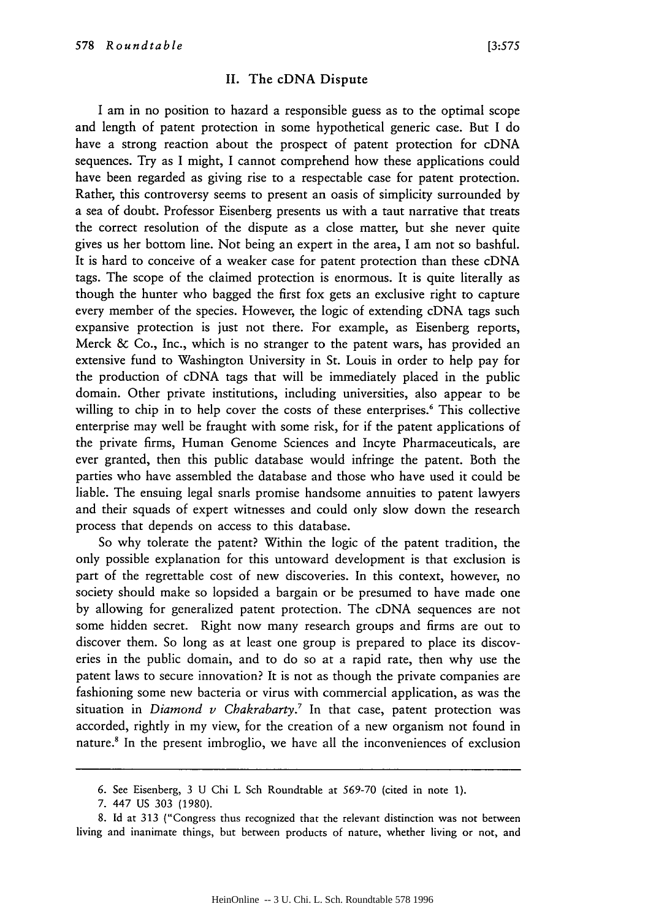## II. The cDNA Dispute

I am in no position to hazard a responsible guess as to the optimal scope and length of patent protection in some hypothetical generic case. But I do have a strong reaction about the prospect of patent protection for cDNA sequences. Try as I might, I cannot comprehend how these applications could have been regarded as giving rise to a respectable case for patent protection. Rather, this controversy seems to present an oasis of simplicity surrounded by a sea of doubt. Professor Eisenberg presents us with a taut narrative that treats the correct resolution of the dispute as a close matter, but she never quite gives us her bottom line. Not being an expert in the area, I am not so bashful. It is hard to conceive of a weaker case for patent protection than these cDNA tags. The scope of the claimed protection is enormous. It is quite literally as though the hunter who bagged the first fox gets an exclusive right to capture every member of the species. However, the logic of extending cDNA tags such expansive protection is just not there. For example, as Eisenberg reports, Merck & Co., Inc., which is no stranger to the patent wars, has provided an extensive fund to Washington University in St. Louis in order to help pay for the production of cDNA tags that will be immediately placed in the public domain. Other private institutions, including universities, also appear to be willing to chip in to help cover the costs of these enterprises.[6] This collective enterprise may well be fraught with some risk, for if the patent applications of the private firms, Human Genome Sciences and Incyte Pharmaceuticals, are ever granted, then this public database would infringe the patent. Both the parties who have assembled the database and those who have used it could be liable. The ensuing legal snarls promise handsome annuities to patent lawyers and their squads of expert witnesses and could only slow down the research process that depends on access to this database.

So why tolerate the patent? Within the logic of the patent tradition, the only possible explanation for this untoward development is that exclusion is part of the regrettable cost of new discoveries. In this context, however, no society should make so lopsided a bargain or be presumed to have made one by allowing for generalized patent protection. The cDNA sequences are not some hidden secret. Right now many research groups and firms are out to discover them. So long as at least one group is prepared to place its discoveries in the public domain, and to do so at a rapid rate, then why use the patent laws to secure innovation? It is not as though the private companies are fashioning some new bacteria or virus with commercial application, as was the situation in *Diamond v Chakrabarty*.[7] In that case, patent protection was accorded, rightly in my view, for the creation of a new organism not found in nature.[8] In the present imbroglio, we have all the inconveniences of exclusion

---

6. See Eisenberg, 3 U Chi L Sch Roundtable at 569-70 (cited in note 1).

7. 447 US 303 (1980).

8. Id at 313 ("Congress thus recognized that the relevant distinction was not between living and inanimate things, but between products of nature, whether living or not, and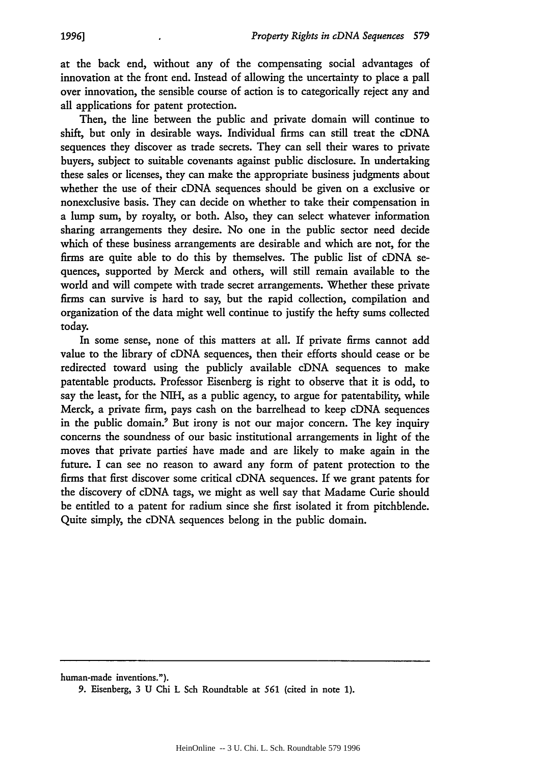at the back end, without any of the compensating social advantages of innovation at the front end. Instead of allowing the uncertainty to place a pall over innovation, the sensible course of action is to categorically reject any and all applications for patent protection.

Then, the line between the public and private domain will continue to shift, but only in desirable ways. Individual firms can still treat the cDNA sequences they discover as trade secrets. They can sell their wares to private buyers, subject to suitable covenants against public disclosure. In undertaking these sales or licenses, they can make the appropriate business judgments about whether the use of their cDNA sequences should be given on a exclusive or nonexclusive basis. They can decide on whether to take their compensation in a lump sum, by royalty, or both. Also, they can select whatever information sharing arrangements they desire. No one in the public sector need decide which of these business arrangements are desirable and which are not, for the firms are quite able to do this by themselves. The public list of cDNA sequences, supported by Merck and others, will still remain available to the world and will compete with trade secret arrangements. Whether these private firms can survive is hard to say, but the rapid collection, compilation and organization of the data might well continue to justify the hefty sums collected today.

In some sense, none of this matters at all. If private firms cannot add value to the library of cDNA sequences, then their efforts should cease or be redirected toward using the publicly available cDNA sequences to make patentable products. Professor Eisenberg is right to observe that it is odd, to say the least, for the NIH, as a public agency, to argue for patentability, while Merck, a private firm, pays cash on the barrelhead to keep cDNA sequences in the public domain.[9] But irony is not our major concern. The key inquiry concerns the soundness of our basic institutional arrangements in light of the moves that private parties have made and are likely to make again in the future. I can see no reason to award any form of patent protection to the firms that first discover some critical cDNA sequences. If we grant patents for the discovery of cDNA tags, we might as well say that Madame Curie should be entitled to a patent for radium since she first isolated it from pitchblende. Quite simply, the cDNA sequences belong in the public domain.

---

human-made inventions.").

9. Eisenberg, 3 U Chi L Sch Roundtable at 561 (cited in note 1).